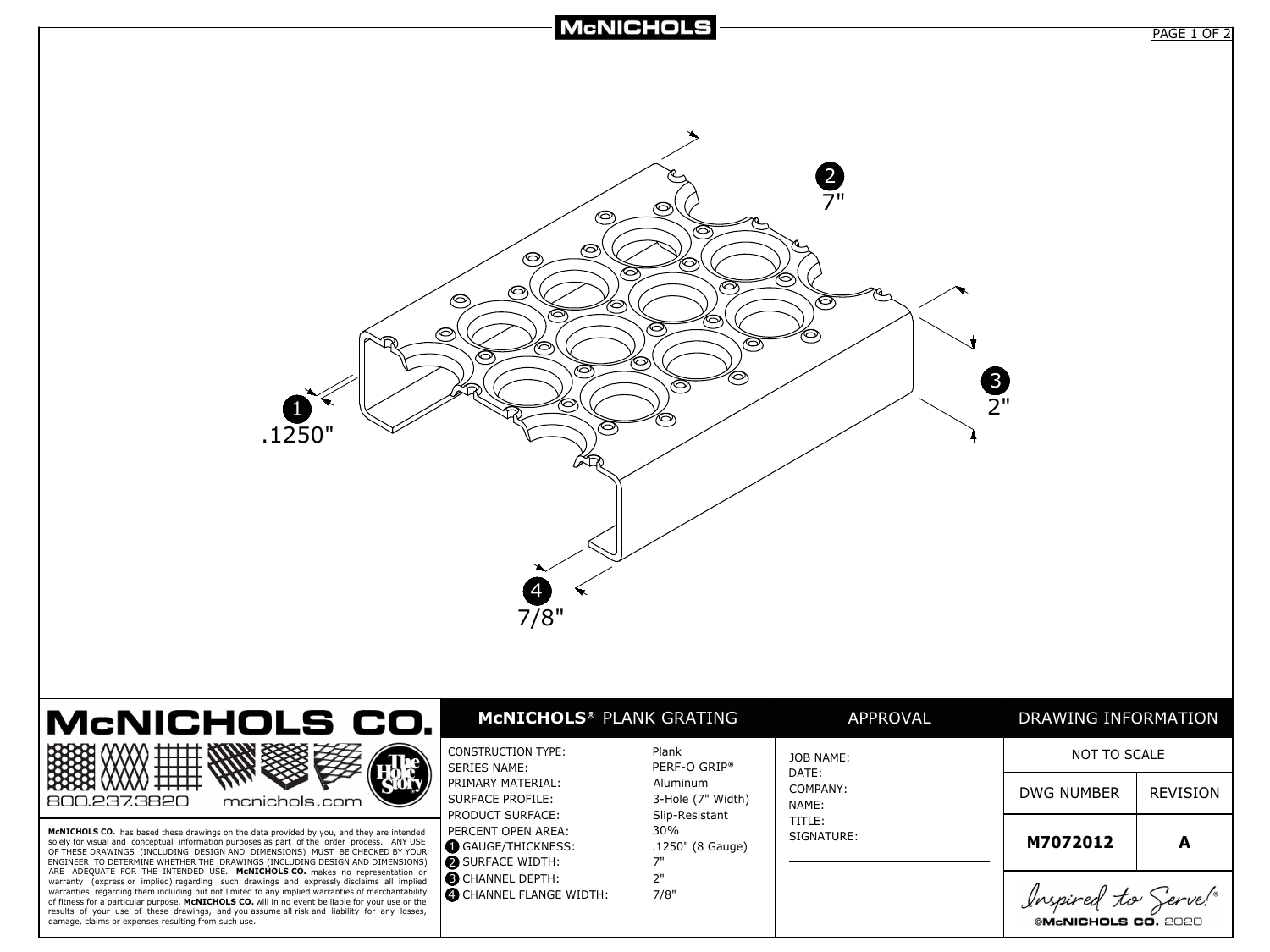# McNICHOLS

1 .1250"

2 7"

3 2"

4 7/8"

## McNICHOLS CO.

800.237.3820 mcnichols.com

**McNICHOLS CO.** has based these drawings on the data provided by you, and they are intended solely for visual and conceptual information purposes as part of the order process. ANY USE OF THESE DRAWINGS (INCLUDING DESIGN AND DIMENSIONS) MUST BE CHECKED BY YOUR ENGINEER TO DETERMINE WHETHER THE DRAWINGS (INCLUDING DESIGN AND DIMENSIONS) ARE ADEQUATE FOR THE INTENDED USE. **McNICHOLS CO.** makes no representation or warranty (express or implied) regarding such drawings and expressly disclaims all implied warranties regarding them including but not limited to any implied warranties of merchantability of fitness for a particular purpose. **McNICHOLS CO.** will in no event be liable for your use or the results of your use of these drawings, and you assume all risk and liability for any losses, damage, claims or expenses resulting from such use.

## McNICHOLS® PLANK GRATING

| | |
|---|---|
| CONSTRUCTION TYPE: | Plank |
| SERIES NAME: | PERF-O GRIP® |
| PRIMARY MATERIAL: | Aluminum |
| SURFACE PROFILE: | 3-Hole (7" Width) |
| PRODUCT SURFACE: | Slip-Resistant |
| PERCENT OPEN AREA: | 30% |
| 1 GAUGE/THICKNESS: | .1250" (8 Gauge) |
| 2 SURFACE WIDTH: | 7" |
| 3 CHANNEL DEPTH: | 2" |
| 4 CHANNEL FLANGE WIDTH: | 7/8" |

## APPROVAL

JOB NAME:
DATE:
COMPANY:
NAME:
TITLE:
SIGNATURE:

## DRAWING INFORMATION

| NOT TO SCALE | |
|---|---|
| DWG NUMBER | REVISION |
| **M7072012** | **A** |

*Inspired to Serve!®*

©McNICHOLS CO. 2020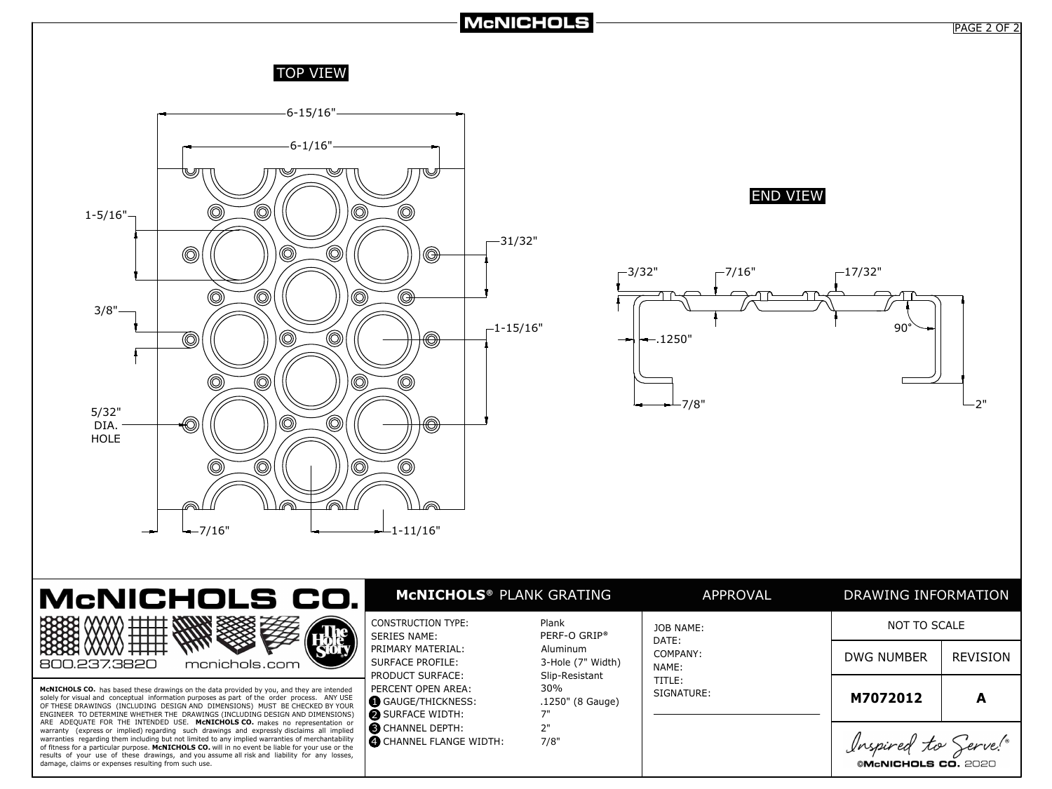McNICHOLS

## TOP VIEW

6-15/16"

6-1/16"

1-5/16"

31/32"

3/8"

1-15/16"

5/32" DIA. HOLE

7/16"

1-11/16"

## END VIEW

3/32"

7/16"

17/32"

.1250"

90°

7/8"

2"

# McNICHOLS CO.

800.237.3820 mcnichols.com

**McNICHOLS CO.** has based these drawings on the data provided by you, and they are intended solely for visual and conceptual information purposes as part of the order process. ANY USE OF THESE DRAWINGS (INCLUDING DESIGN AND DIMENSIONS) MUST BE CHECKED BY YOUR ENGINEER TO DETERMINE WHETHER THE DRAWINGS (INCLUDING DESIGN AND DIMENSIONS) ARE ADEQUATE FOR THE INTENDED USE. **McNICHOLS CO.** makes no representation or warranty (express or implied) regarding such drawings and expressly disclaims all implied warranties regarding them including but not limited to any implied warranties of merchantability of fitness for a particular purpose. **McNICHOLS CO.** will in no event be liable for your use or the results of your use of these drawings, and you assume all risk and liability for any losses, damage, claims or expenses resulting from such use.

## McNICHOLS® PLANK GRATING

| | |
|---|---|
| CONSTRUCTION TYPE: | Plank |
| SERIES NAME: | PERF-O GRIP® |
| PRIMARY MATERIAL: | Aluminum |
| SURFACE PROFILE: | 3-Hole (7" Width) |
| PRODUCT SURFACE: | Slip-Resistant |
| PERCENT OPEN AREA: | 30% |
| 1 GAUGE/THICKNESS: | .1250" (8 Gauge) |
| 2 SURFACE WIDTH: | 7" |
| 3 CHANNEL DEPTH: | 2" |
| 4 CHANNEL FLANGE WIDTH: | 7/8" |

## APPROVAL

JOB NAME:
DATE:
COMPANY:
NAME:
TITLE:
SIGNATURE:

## DRAWING INFORMATION

NOT TO SCALE

| DWG NUMBER | REVISION |
|---|---|
| **M7072012** | **A** |

*Inspired to Serve!®*

©McNICHOLS CO. 2020